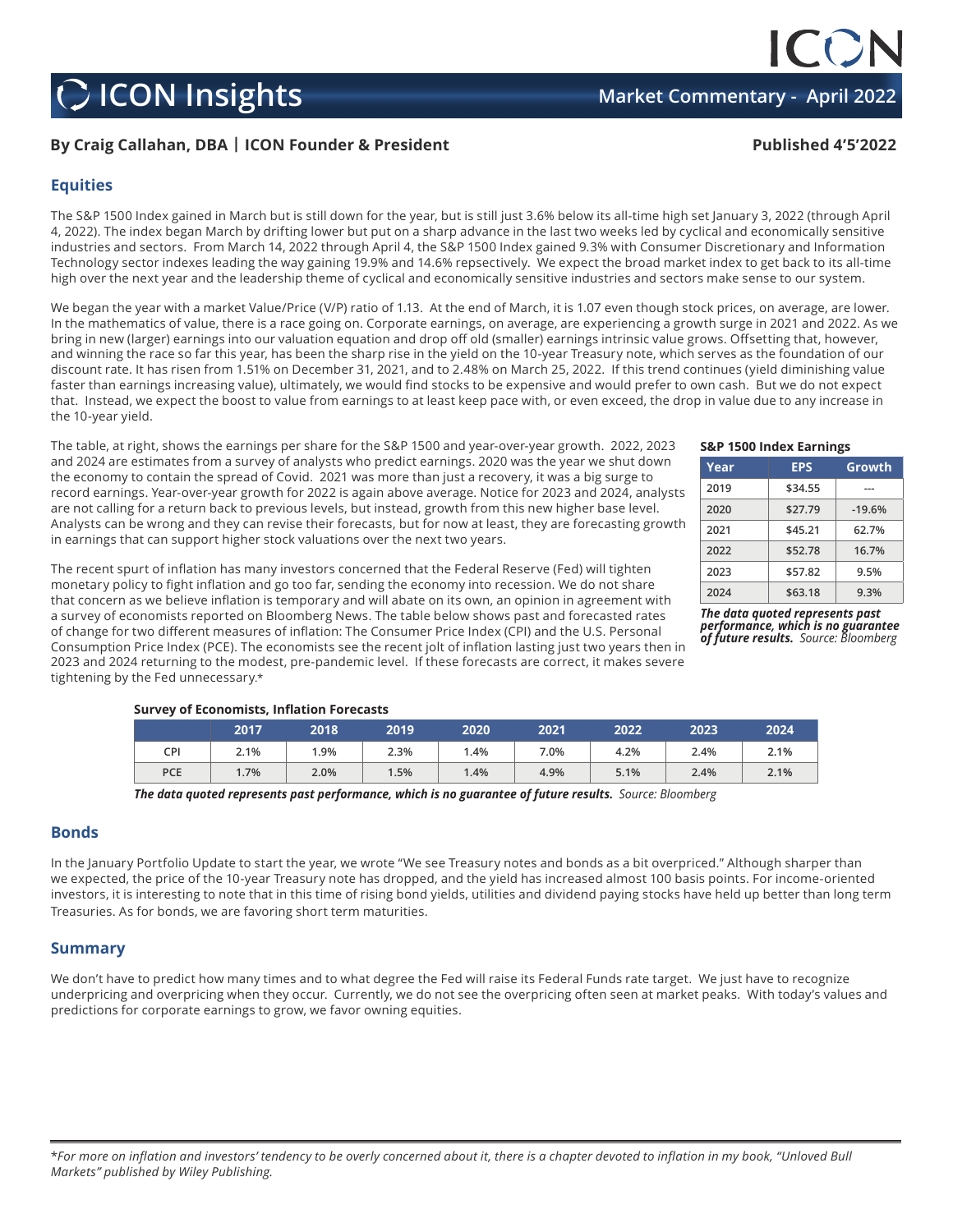# ICON Insights

**Market Commentary - April 2022**

**By Craig Callahan, DBA | ICON Founder & President**

**Published 4'5'2022**

## Equities

The S&P 1500 Index gained in March but is still down for the year, but is still just 3.6% below its all-time high set January 3, 2022 (through April 4, 2022). The index began March by drifting lower but put on a sharp advance in the last two weeks led by cyclical and economically sensitive industries and sectors. From March 14, 2022 through April 4, the S&P 1500 Index gained 9.3% with Consumer Discretionary and Information Technology sector indexes leading the way gaining 19.9% and 14.6% repsectively. We expect the broad market index to get back to its all-time high over the next year and the leadership theme of cyclical and economically sensitive industries and sectors make sense to our system.

We began the year with a market Value/Price (V/P) ratio of 1.13. At the end of March, it is 1.07 even though stock prices, on average, are lower. In the mathematics of value, there is a race going on. Corporate earnings, on average, are experiencing a growth surge in 2021 and 2022. As we bring in new (larger) earnings into our valuation equation and drop off old (smaller) earnings intrinsic value grows. Offsetting that, however, and winning the race so far this year, has been the sharp rise in the yield on the 10-year Treasury note, which serves as the foundation of our discount rate. It has risen from 1.51% on December 31, 2021, and to 2.48% on March 25, 2022. If this trend continues (yield diminishing value faster than earnings increasing value), ultimately, we would find stocks to be expensive and would prefer to own cash. But we do not expect that. Instead, we expect the boost to value from earnings to at least keep pace with, or even exceed, the drop in value due to any increase in the 10-year yield.

The table, at right, shows the earnings per share for the S&P 1500 and year-over-year growth. 2022, 2023 and 2024 are estimates from a survey of analysts who predict earnings. 2020 was the year we shut down the economy to contain the spread of Covid. 2021 was more than just a recovery, it was a big surge to record earnings. Year-over-year growth for 2022 is again above average. Notice for 2023 and 2024, analysts are not calling for a return back to previous levels, but instead, growth from this new higher base level. Analysts can be wrong and they can revise their forecasts, but for now at least, they are forecasting growth in earnings that can support higher stock valuations over the next two years.

**S&P 1500 Index Earnings**

| Year | EPS | Growth |
|---|---|---|
| 2019 | $34.55 | --- |
| 2020 | $27.79 | -19.6% |
| 2021 | $45.21 | 62.7% |
| 2022 | $52.78 | 16.7% |
| 2023 | $57.82 | 9.5% |
| 2024 | $63.18 | 9.3% |

***The data quoted represents past performance, which is no guarantee of future results.*** *Source: Bloomberg*

The recent spurt of inflation has many investors concerned that the Federal Reserve (Fed) will tighten monetary policy to fight inflation and go too far, sending the economy into recession. We do not share that concern as we believe inflation is temporary and will abate on its own, an opinion in agreement with a survey of economists reported on Bloomberg News. The table below shows past and forecasted rates of change for two different measures of inflation: The Consumer Price Index (CPI) and the U.S. Personal Consumption Price Index (PCE). The economists see the recent jolt of inflation lasting just two years then in 2023 and 2024 returning to the modest, pre-pandemic level. If these forecasts are correct, it makes severe tightening by the Fed unnecessary.*

**Survey of Economists, Inflation Forecasts**

| | 2017 | 2018 | 2019 | 2020 | 2021 | 2022 | 2023 | 2024 |
|---|---|---|---|---|---|---|---|---|
| CPI | 2.1% | 1.9% | 2.3% | 1.4% | 7.0% | 4.2% | 2.4% | 2.1% |
| PCE | 1.7% | 2.0% | 1.5% | 1.4% | 4.9% | 5.1% | 2.4% | 2.1% |

***The data quoted represents past performance, which is no guarantee of future results.*** *Source: Bloomberg*

## Bonds

In the January Portfolio Update to start the year, we wrote "We see Treasury notes and bonds as a bit overpriced." Although sharper than we expected, the price of the 10-year Treasury note has dropped, and the yield has increased almost 100 basis points. For income-oriented investors, it is interesting to note that in this time of rising bond yields, utilities and dividend paying stocks have held up better than long term Treasuries. As for bonds, we are favoring short term maturities.

## Summary

We don't have to predict how many times and to what degree the Fed will raise its Federal Funds rate target. We just have to recognize underpricing and overpricing when they occur. Currently, we do not see the overpricing often seen at market peaks. With today's values and predictions for corporate earnings to grow, we favor owning equities.

---

*\*For more on inflation and investors' tendency to be overly concerned about it, there is a chapter devoted to inflation in my book, "Unloved Bull Markets" published by Wiley Publishing.*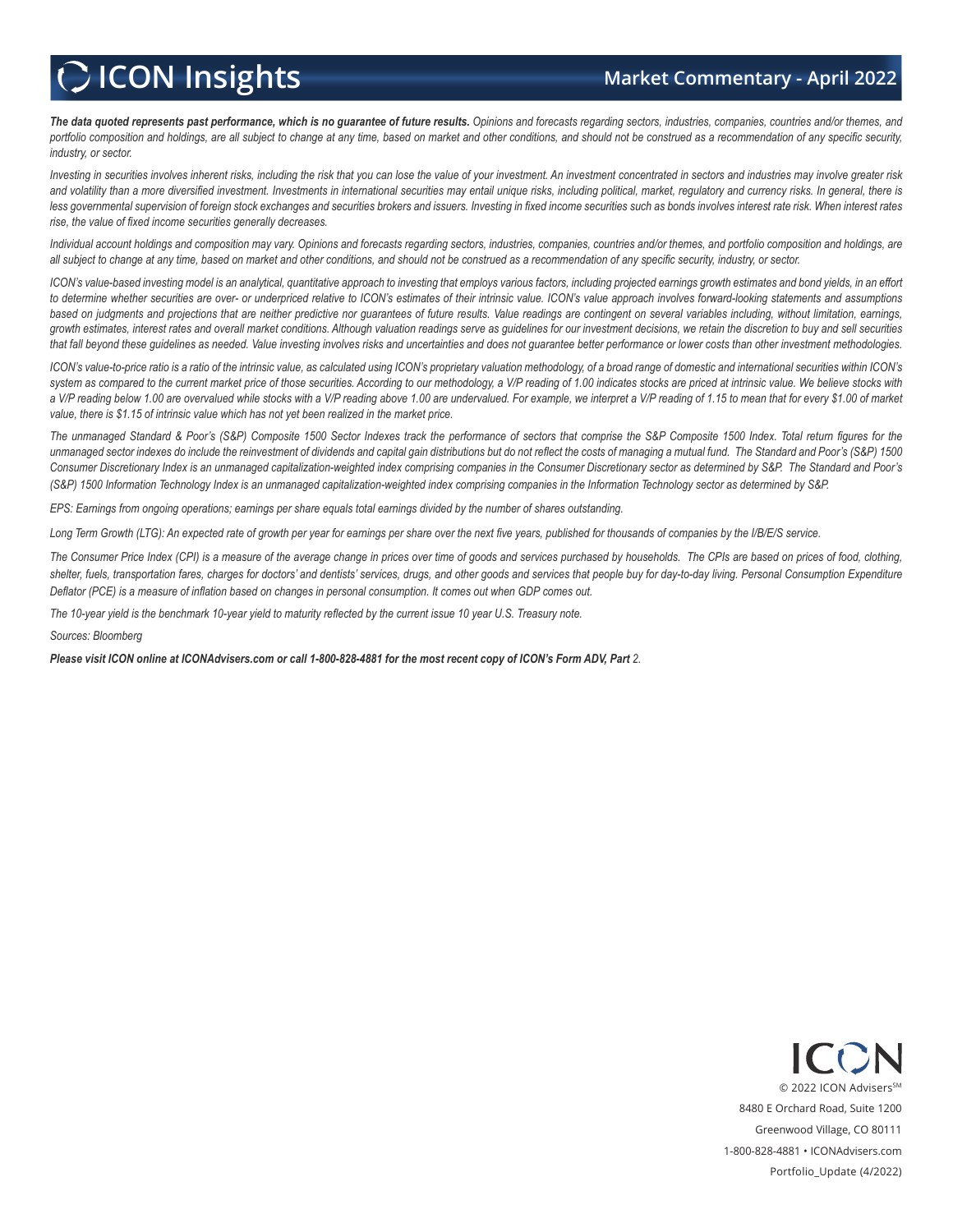***The data quoted represents past performance, which is no guarantee of future results.*** *Opinions and forecasts regarding sectors, industries, companies, countries and/or themes, and portfolio composition and holdings, are all subject to change at any time, based on market and other conditions, and should not be construed as a recommendation of any specific security, industry, or sector.*

*Investing in securities involves inherent risks, including the risk that you can lose the value of your investment. An investment concentrated in sectors and industries may involve greater risk and volatility than a more diversified investment. Investments in international securities may entail unique risks, including political, market, regulatory and currency risks. In general, there is less governmental supervision of foreign stock exchanges and securities brokers and issuers. Investing in fixed income securities such as bonds involves interest rate risk. When interest rates rise, the value of fixed income securities generally decreases.*

*Individual account holdings and composition may vary. Opinions and forecasts regarding sectors, industries, companies, countries and/or themes, and portfolio composition and holdings, are all subject to change at any time, based on market and other conditions, and should not be construed as a recommendation of any specific security, industry, or sector.*

*ICON's value-based investing model is an analytical, quantitative approach to investing that employs various factors, including projected earnings growth estimates and bond yields, in an effort to determine whether securities are over- or underpriced relative to ICON's estimates of their intrinsic value. ICON's value approach involves forward-looking statements and assumptions based on judgments and projections that are neither predictive nor guarantees of future results. Value readings are contingent on several variables including, without limitation, earnings, growth estimates, interest rates and overall market conditions. Although valuation readings serve as guidelines for our investment decisions, we retain the discretion to buy and sell securities that fall beyond these guidelines as needed. Value investing involves risks and uncertainties and does not guarantee better performance or lower costs than other investment methodologies.*

*ICON's value-to-price ratio is a ratio of the intrinsic value, as calculated using ICON's proprietary valuation methodology, of a broad range of domestic and international securities within ICON's system as compared to the current market price of those securities. According to our methodology, a V/P reading of 1.00 indicates stocks are priced at intrinsic value. We believe stocks with a V/P reading below 1.00 are overvalued while stocks with a V/P reading above 1.00 are undervalued. For example, we interpret a V/P reading of 1.15 to mean that for every $1.00 of market value, there is $1.15 of intrinsic value which has not yet been realized in the market price.*

*The unmanaged Standard & Poor's (S&P) Composite 1500 Sector Indexes track the performance of sectors that comprise the S&P Composite 1500 Index. Total return figures for the unmanaged sector indexes do include the reinvestment of dividends and capital gain distributions but do not reflect the costs of managing a mutual fund. The Standard and Poor's (S&P) 1500 Consumer Discretionary Index is an unmanaged capitalization-weighted index comprising companies in the Consumer Discretionary sector as determined by S&P. The Standard and Poor's (S&P) 1500 Information Technology Index is an unmanaged capitalization-weighted index comprising companies in the Information Technology sector as determined by S&P.*

*EPS: Earnings from ongoing operations; earnings per share equals total earnings divided by the number of shares outstanding.*

*Long Term Growth (LTG): An expected rate of growth per year for earnings per share over the next five years, published for thousands of companies by the I/B/E/S service.*

*The Consumer Price Index (CPI) is a measure of the average change in prices over time of goods and services purchased by households. The CPIs are based on prices of food, clothing, shelter, fuels, transportation fares, charges for doctors' and dentists' services, drugs, and other goods and services that people buy for day-to-day living. Personal Consumption Expenditure Deflator (PCE) is a measure of inflation based on changes in personal consumption. It comes out when GDP comes out.*

*The 10-year yield is the benchmark 10-year yield to maturity reflected by the current issue 10 year U.S. Treasury note.*

*Sources: Bloomberg*

***Please visit ICON online at ICONAdvisers.com or call 1-800-828-4881 for the most recent copy of ICON's Form ADV, Part*** *2.*

ICON

© 2022 ICON Advisers℠

8480 E Orchard Road, Suite 1200

Greenwood Village, CO 80111

1-800-828-4881 • ICONAdvisers.com

Portfolio_Update (4/2022)